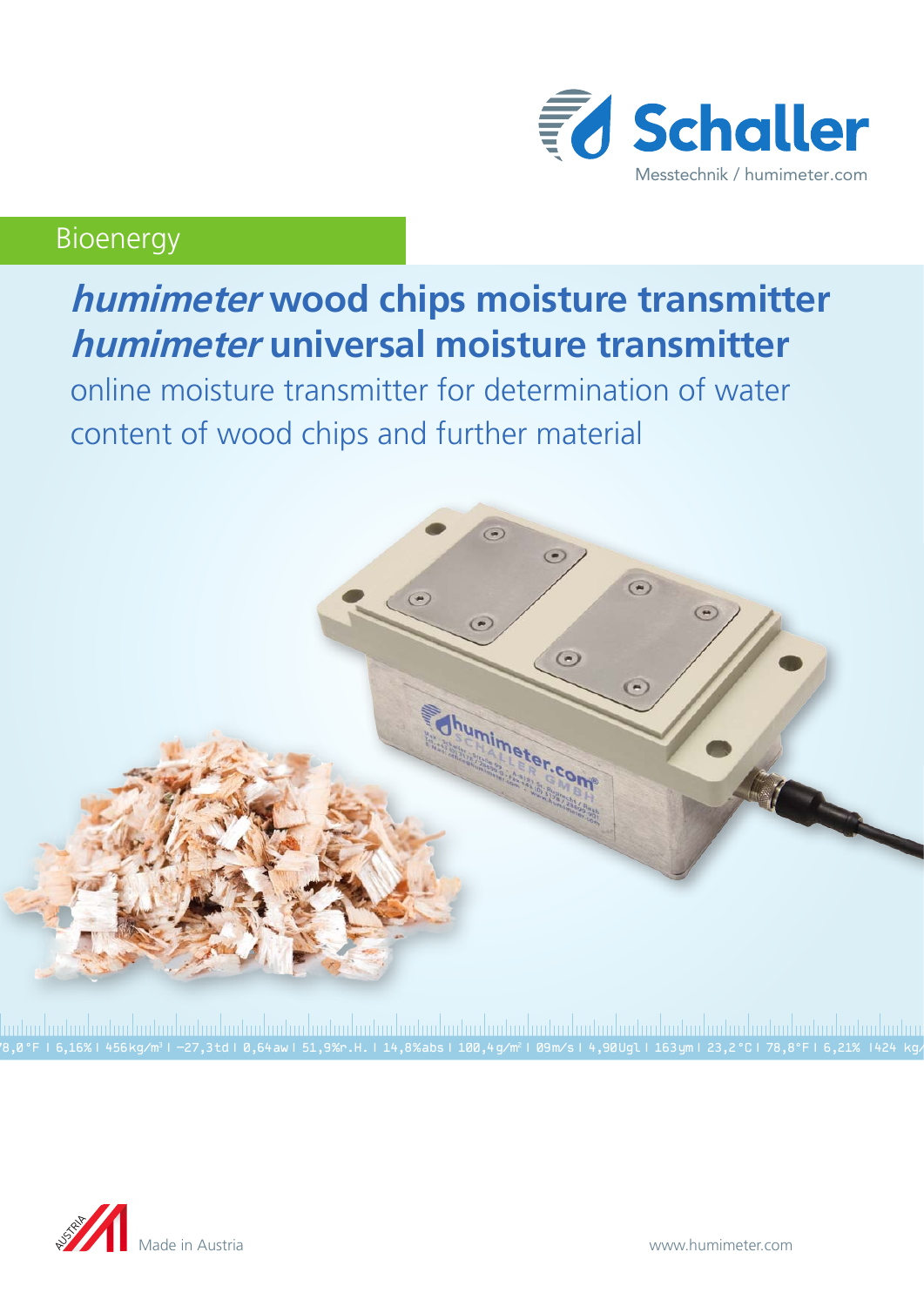Schaller

Messtechnik / humimeter.com

Bioenergy

# *humimeter* wood chips moisture transmitter
# *humimeter* universal moisture transmitter

online moisture transmitter for determination of water content of wood chips and further material

Made in Austria

www.humimeter.com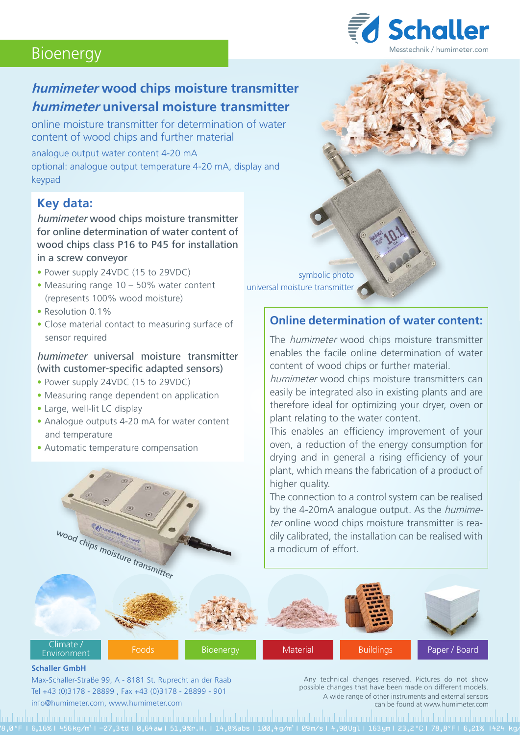# Bioenergy

## *humimeter* wood chips moisture transmitter
## *humimeter* universal moisture transmitter

online moisture transmitter for determination of water content of wood chips and further material

analogue output water content 4-20 mA
optional: analogue output temperature 4-20 mA, display and keypad

### Key data:

*humimeter* wood chips moisture transmitter for online determination of water content of wood chips class P16 to P45 for installation in a screw conveyor

- Power supply 24VDC (15 to 29VDC)
- Measuring range 10 – 50% water content (represents 100% wood moisture)
- Resolution 0.1%
- Close material contact to measuring surface of sensor required

*humimeter* universal moisture transmitter (with customer-specific adapted sensors)

- Power supply 24VDC (15 to 29VDC)
- Measuring range dependent on application
- Large, well-lit LC display
- Analogue outputs 4-20 mA for water content and temperature
- Automatic temperature compensation

symbolic photo
universal moisture transmitter

wood chips moisture transmitter

### Online determination of water content:

The *humimeter* wood chips moisture transmitter enables the facile online determination of water content of wood chips or further material.
*humimeter* wood chips moisture transmitters can easily be integrated also in existing plants and are therefore ideal for optimizing your dryer, oven or plant relating to the water content.
This enables an efficiency improvement of your oven, a reduction of the energy consumption for drying and in general a rising efficiency of your plant, which means the fabrication of a product of higher quality.
The connection to a control system can be realised by the 4-20mA analogue output. As the *humimeter* online wood chips moisture transmitter is readily calibrated, the installation can be realised with a modicum of effort.

Climate / Environment | Foods | Bioenergy | Material | Buildings | Paper / Board

**Schaller GmbH**
Max-Schaller-Straße 99, A - 8181 St. Ruprecht an der Raab
Tel +43 (0)3178 - 28899 , Fax +43 (0)3178 - 28899 - 901
info@humimeter.com, www.humimeter.com

Any technical changes reserved. Pictures do not show possible changes that have been made on different models.
A wide range of other instruments and external sensors can be found at www.humimeter.com